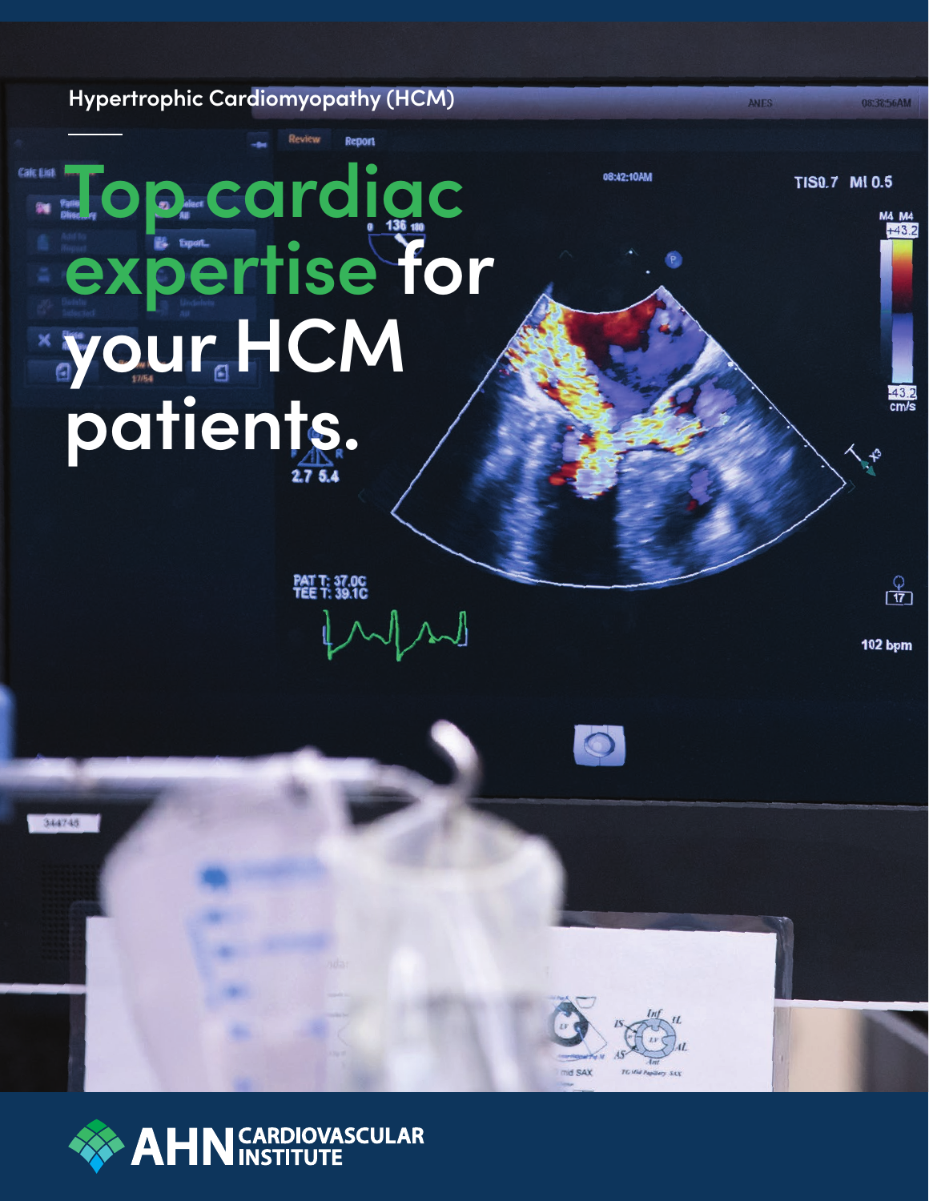Hypertrophic Cardiomyopathy (HCM)

# Top cardiac expertise for your HCM patients.

AHN CARDIOVASCULAR INSTITUTE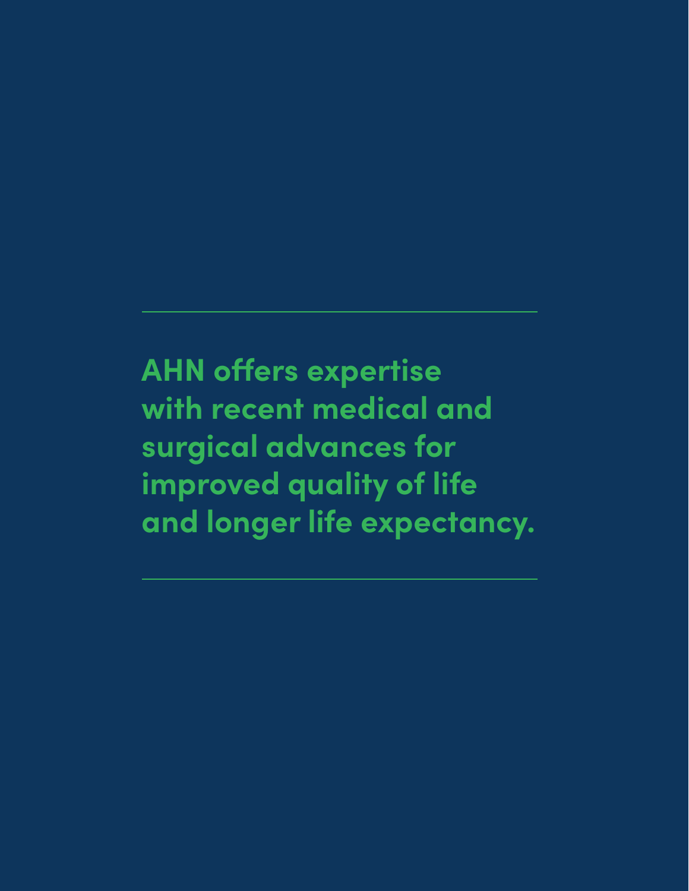**AHN offers expertise with recent medical and surgical advances for improved quality of life and longer life expectancy.**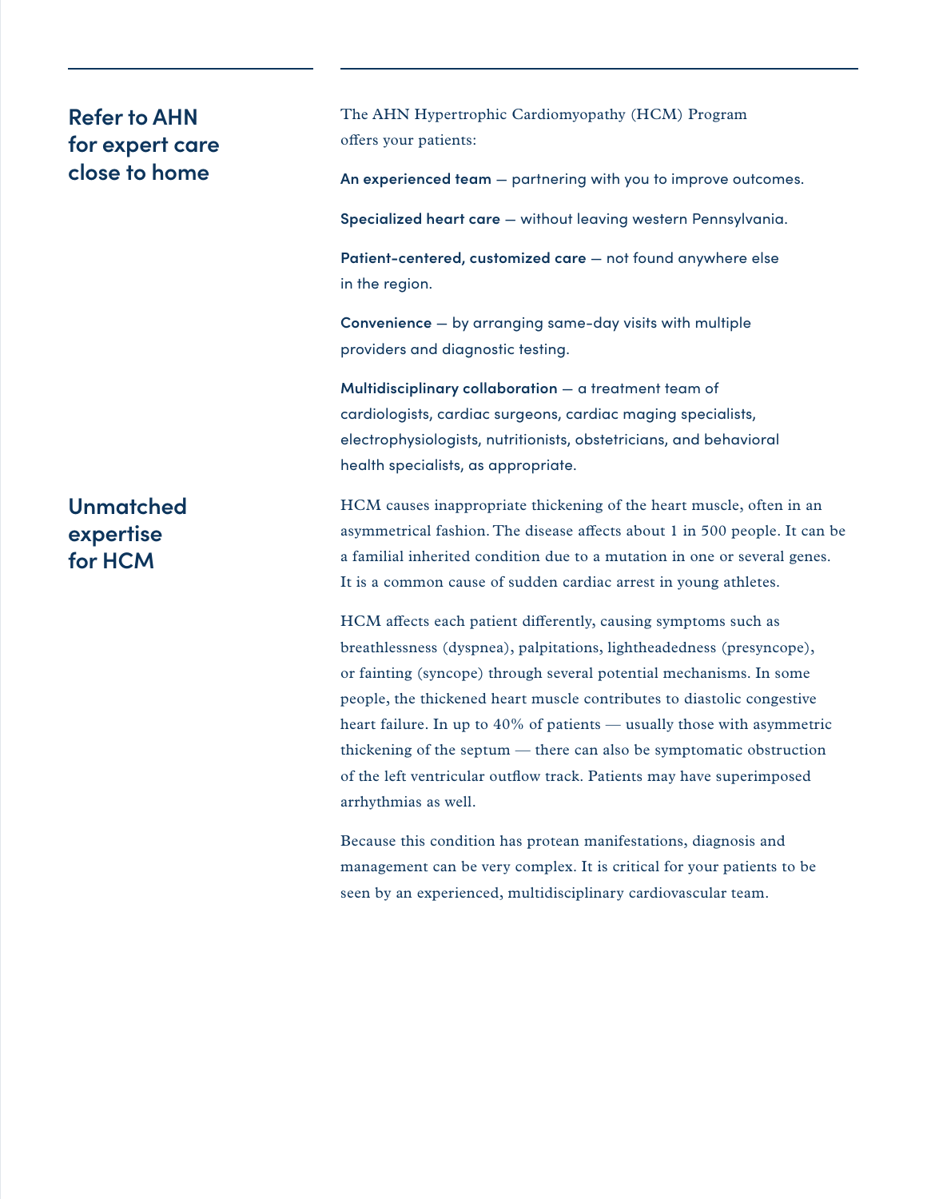## Refer to AHN for expert care close to home

The AHN Hypertrophic Cardiomyopathy (HCM) Program offers your patients:

**An experienced team** — partnering with you to improve outcomes.

**Specialized heart care** — without leaving western Pennsylvania.

**Patient-centered, customized care** — not found anywhere else in the region.

**Convenience** — by arranging same-day visits with multiple providers and diagnostic testing.

**Multidisciplinary collaboration** — a treatment team of cardiologists, cardiac surgeons, cardiac maging specialists, electrophysiologists, nutritionists, obstetricians, and behavioral health specialists, as appropriate.

## Unmatched expertise for HCM

HCM causes inappropriate thickening of the heart muscle, often in an asymmetrical fashion. The disease affects about 1 in 500 people. It can be a familial inherited condition due to a mutation in one or several genes. It is a common cause of sudden cardiac arrest in young athletes.

HCM affects each patient differently, causing symptoms such as breathlessness (dyspnea), palpitations, lightheadedness (presyncope), or fainting (syncope) through several potential mechanisms. In some people, the thickened heart muscle contributes to diastolic congestive heart failure. In up to 40% of patients — usually those with asymmetric thickening of the septum — there can also be symptomatic obstruction of the left ventricular outflow track. Patients may have superimposed arrhythmias as well.

Because this condition has protean manifestations, diagnosis and management can be very complex. It is critical for your patients to be seen by an experienced, multidisciplinary cardiovascular team.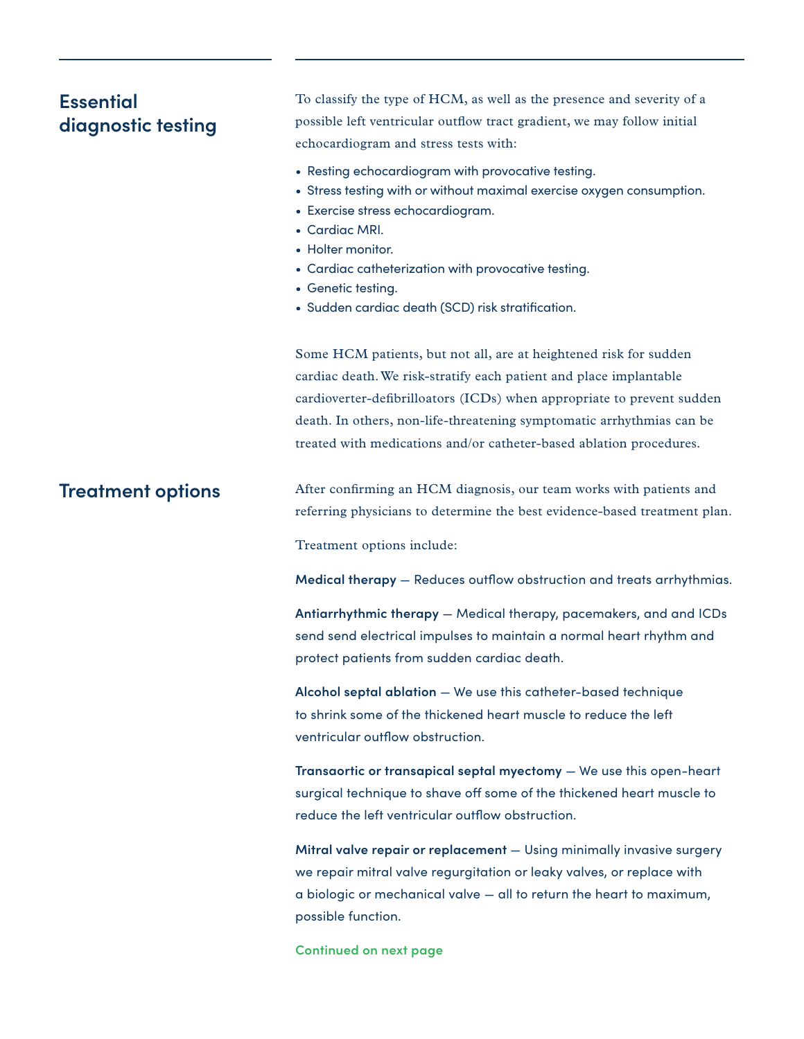## Essential diagnostic testing

To classify the type of HCM, as well as the presence and severity of a possible left ventricular outflow tract gradient, we may follow initial echocardiogram and stress tests with:

- Resting echocardiogram with provocative testing.
- Stress testing with or without maximal exercise oxygen consumption.
- Exercise stress echocardiogram.
- Cardiac MRI.
- Holter monitor.
- Cardiac catheterization with provocative testing.
- Genetic testing.
- Sudden cardiac death (SCD) risk stratification.

Some HCM patients, but not all, are at heightened risk for sudden cardiac death. We risk-stratify each patient and place implantable cardioverter-defibrilloators (ICDs) when appropriate to prevent sudden death. In others, non-life-threatening symptomatic arrhythmias can be treated with medications and/or catheter-based ablation procedures.

## Treatment options

After confirming an HCM diagnosis, our team works with patients and referring physicians to determine the best evidence-based treatment plan.

Treatment options include:

**Medical therapy** — Reduces outflow obstruction and treats arrhythmias.

**Antiarrhythmic therapy** — Medical therapy, pacemakers, and and ICDs send send electrical impulses to maintain a normal heart rhythm and protect patients from sudden cardiac death.

**Alcohol septal ablation** — We use this catheter-based technique to shrink some of the thickened heart muscle to reduce the left ventricular outflow obstruction.

**Transaortic or transapical septal myectomy** — We use this open-heart surgical technique to shave off some of the thickened heart muscle to reduce the left ventricular outflow obstruction.

**Mitral valve repair or replacement** — Using minimally invasive surgery we repair mitral valve regurgitation or leaky valves, or replace with a biologic or mechanical valve — all to return the heart to maximum, possible function.

**Continued on next page**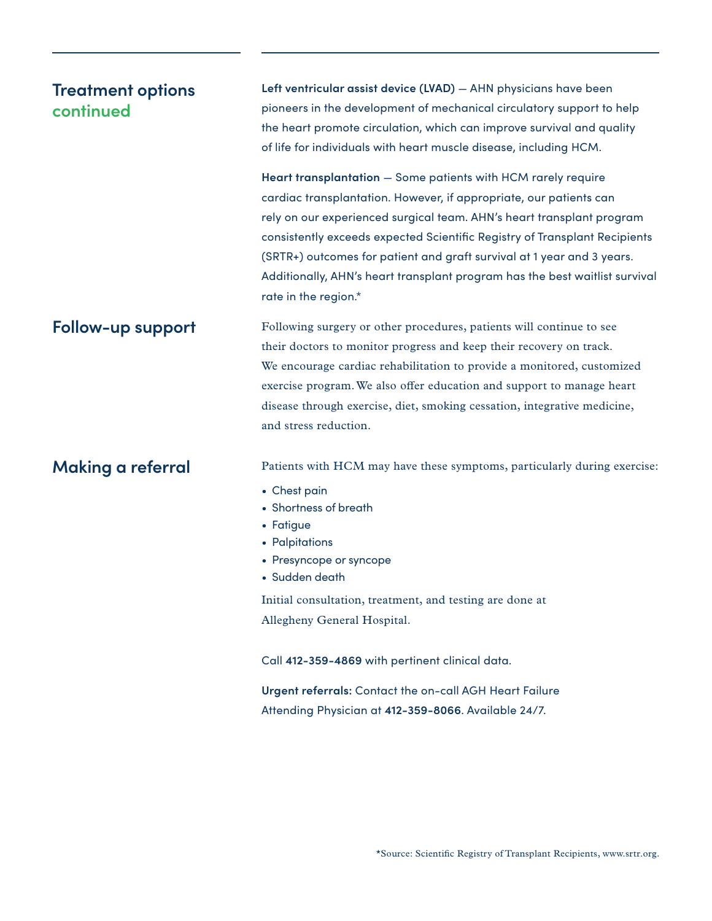## Treatment options continued

**Left ventricular assist device (LVAD)** — AHN physicians have been pioneers in the development of mechanical circulatory support to help the heart promote circulation, which can improve survival and quality of life for individuals with heart muscle disease, including HCM.

**Heart transplantation** — Some patients with HCM rarely require cardiac transplantation. However, if appropriate, our patients can rely on our experienced surgical team. AHN's heart transplant program consistently exceeds expected Scientific Registry of Transplant Recipients (SRTR+) outcomes for patient and graft survival at 1 year and 3 years. Additionally, AHN's heart transplant program has the best waitlist survival rate in the region.*

## Follow-up support

Following surgery or other procedures, patients will continue to see their doctors to monitor progress and keep their recovery on track. We encourage cardiac rehabilitation to provide a monitored, customized exercise program. We also offer education and support to manage heart disease through exercise, diet, smoking cessation, integrative medicine, and stress reduction.

## Making a referral

Patients with HCM may have these symptoms, particularly during exercise:

- Chest pain
- Shortness of breath
- Fatigue
- Palpitations
- Presyncope or syncope
- Sudden death

Initial consultation, treatment, and testing are done at Allegheny General Hospital.

Call **412-359-4869** with pertinent clinical data.

**Urgent referrals:** Contact the on-call AGH Heart Failure Attending Physician at **412-359-8066**. Available 24/7.

*Source: Scientific Registry of Transplant Recipients, www.srtr.org.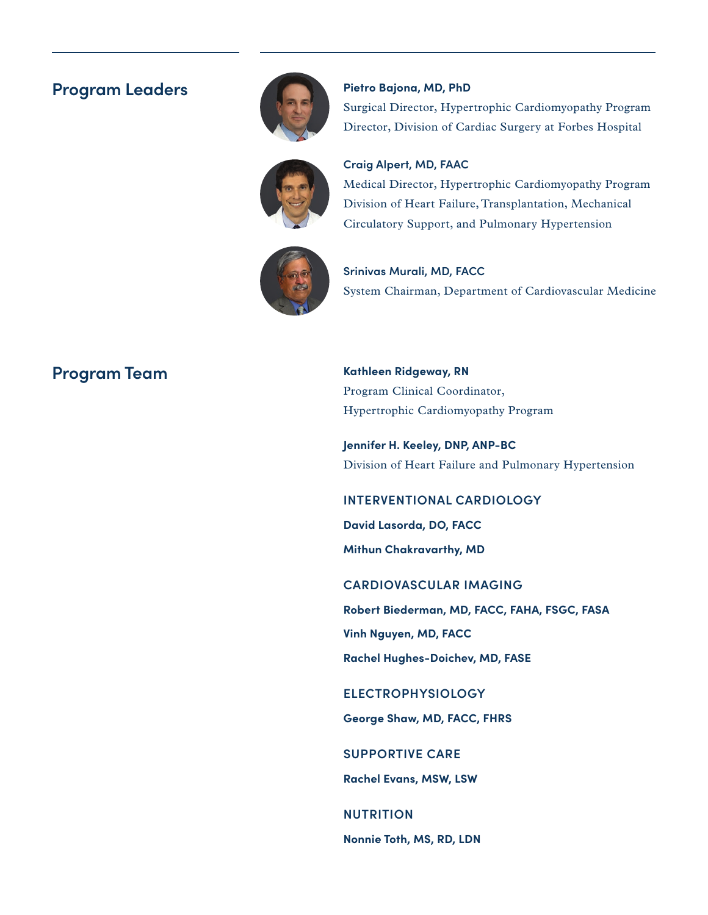## Program Leaders

**Pietro Bajona, MD, PhD**
Surgical Director, Hypertrophic Cardiomyopathy Program
Director, Division of Cardiac Surgery at Forbes Hospital

**Craig Alpert, MD, FAAC**
Medical Director, Hypertrophic Cardiomyopathy Program
Division of Heart Failure, Transplantation, Mechanical Circulatory Support, and Pulmonary Hypertension

**Srinivas Murali, MD, FACC**
System Chairman, Department of Cardiovascular Medicine

## Program Team

**Kathleen Ridgeway, RN**
Program Clinical Coordinator,
Hypertrophic Cardiomyopathy Program

**Jennifer H. Keeley, DNP, ANP-BC**
Division of Heart Failure and Pulmonary Hypertension

### INTERVENTIONAL CARDIOLOGY

**David Lasorda, DO, FACC**

**Mithun Chakravarthy, MD**

### CARDIOVASCULAR IMAGING

**Robert Biederman, MD, FACC, FAHA, FSGC, FASA**

**Vinh Nguyen, MD, FACC**

**Rachel Hughes-Doichev, MD, FASE**

### ELECTROPHYSIOLOGY

**George Shaw, MD, FACC, FHRS**

### SUPPORTIVE CARE

**Rachel Evans, MSW, LSW**

### NUTRITION

**Nonnie Toth, MS, RD, LDN**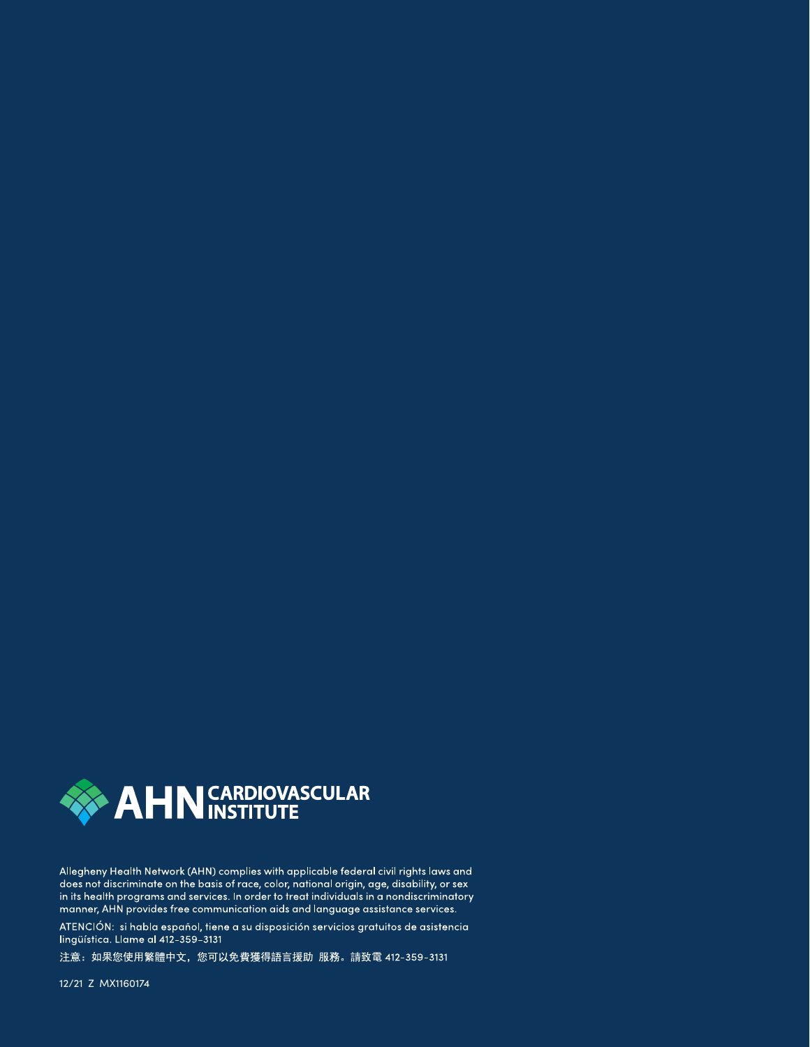AHN CARDIOVASCULAR INSTITUTE

Allegheny Health Network (AHN) complies with applicable federal civil rights laws and does not discriminate on the basis of race, color, national origin, age, disability, or sex in its health programs and services. In order to treat individuals in a nondiscriminatory manner, AHN provides free communication aids and language assistance services.

ATENCIÓN: si habla español, tiene a su disposición servicios gratuitos de asistencia lingüística. Llame al 412-359-3131

注意：如果您使用繁體中文，您可以免費獲得語言援助 服務。請致電 412-359-3131

12/21 Z MX1160174